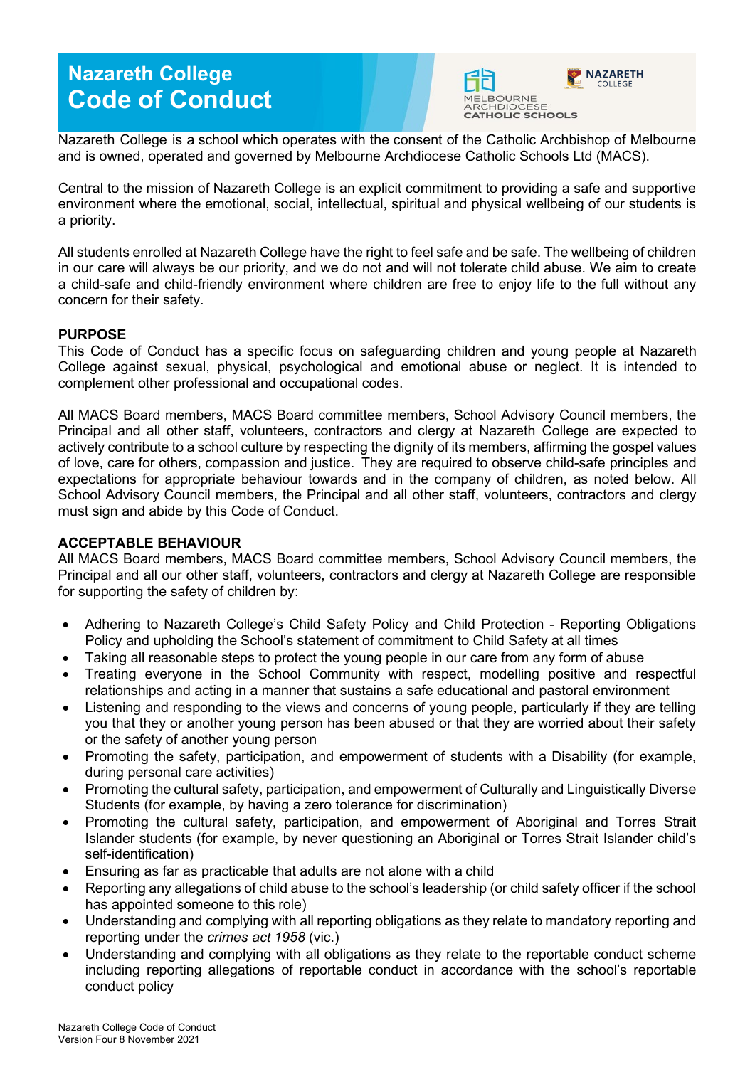# Nazareth College
# Code of Conduct

Nazareth College is a school which operates with the consent of the Catholic Archbishop of Melbourne and is owned, operated and governed by Melbourne Archdiocese Catholic Schools Ltd (MACS).

Central to the mission of Nazareth College is an explicit commitment to providing a safe and supportive environment where the emotional, social, intellectual, spiritual and physical wellbeing of our students is a priority.

All students enrolled at Nazareth College have the right to feel safe and be safe. The wellbeing of children in our care will always be our priority, and we do not and will not tolerate child abuse. We aim to create a child-safe and child-friendly environment where children are free to enjoy life to the full without any concern for their safety.

**PURPOSE**

This Code of Conduct has a specific focus on safeguarding children and young people at Nazareth College against sexual, physical, psychological and emotional abuse or neglect. It is intended to complement other professional and occupational codes.

All MACS Board members, MACS Board committee members, School Advisory Council members, the Principal and all other staff, volunteers, contractors and clergy at Nazareth College are expected to actively contribute to a school culture by respecting the dignity of its members, affirming the gospel values of love, care for others, compassion and justice. They are required to observe child-safe principles and expectations for appropriate behaviour towards and in the company of children, as noted below. All School Advisory Council members, the Principal and all other staff, volunteers, contractors and clergy must sign and abide by this Code of Conduct.

**ACCEPTABLE BEHAVIOUR**

All MACS Board members, MACS Board committee members, School Advisory Council members, the Principal and all our other staff, volunteers, contractors and clergy at Nazareth College are responsible for supporting the safety of children by:

- Adhering to Nazareth College's Child Safety Policy and Child Protection - Reporting Obligations Policy and upholding the School's statement of commitment to Child Safety at all times
- Taking all reasonable steps to protect the young people in our care from any form of abuse
- Treating everyone in the School Community with respect, modelling positive and respectful relationships and acting in a manner that sustains a safe educational and pastoral environment
- Listening and responding to the views and concerns of young people, particularly if they are telling you that they or another young person has been abused or that they are worried about their safety or the safety of another young person
- Promoting the safety, participation, and empowerment of students with a Disability (for example, during personal care activities)
- Promoting the cultural safety, participation, and empowerment of Culturally and Linguistically Diverse Students (for example, by having a zero tolerance for discrimination)
- Promoting the cultural safety, participation, and empowerment of Aboriginal and Torres Strait Islander students (for example, by never questioning an Aboriginal or Torres Strait Islander child's self-identification)
- Ensuring as far as practicable that adults are not alone with a child
- Reporting any allegations of child abuse to the school's leadership (or child safety officer if the school has appointed someone to this role)
- Understanding and complying with all reporting obligations as they relate to mandatory reporting and reporting under the *crimes act 1958* (vic.)
- Understanding and complying with all obligations as they relate to the reportable conduct scheme including reporting allegations of reportable conduct in accordance with the school's reportable conduct policy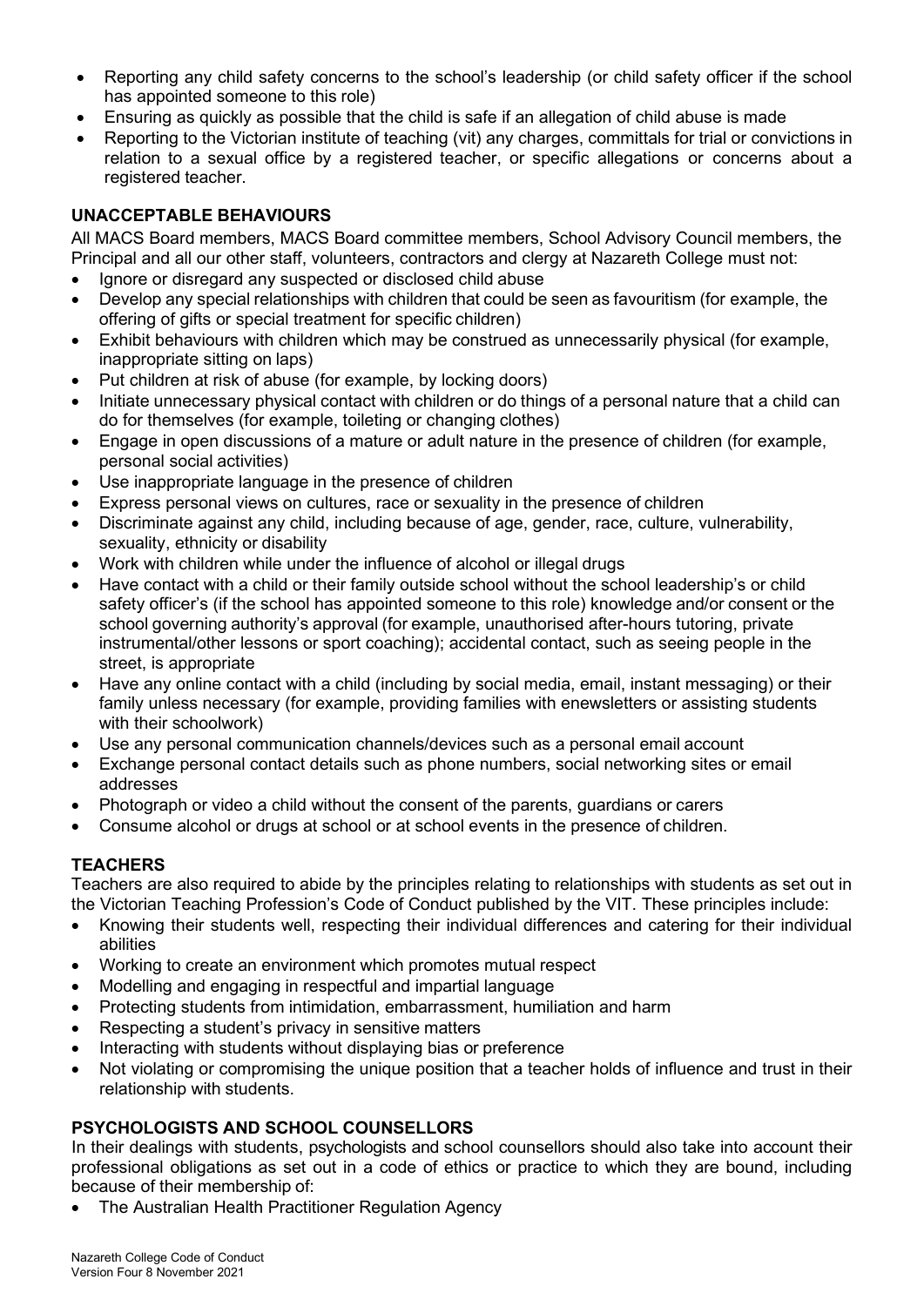- Reporting any child safety concerns to the school's leadership (or child safety officer if the school has appointed someone to this role)
- Ensuring as quickly as possible that the child is safe if an allegation of child abuse is made
- Reporting to the Victorian institute of teaching (vit) any charges, committals for trial or convictions in relation to a sexual office by a registered teacher, or specific allegations or concerns about a registered teacher.

### UNACCEPTABLE BEHAVIOURS

All MACS Board members, MACS Board committee members, School Advisory Council members, the Principal and all our other staff, volunteers, contractors and clergy at Nazareth College must not:

- Ignore or disregard any suspected or disclosed child abuse
- Develop any special relationships with children that could be seen as favouritism (for example, the offering of gifts or special treatment for specific children)
- Exhibit behaviours with children which may be construed as unnecessarily physical (for example, inappropriate sitting on laps)
- Put children at risk of abuse (for example, by locking doors)
- Initiate unnecessary physical contact with children or do things of a personal nature that a child can do for themselves (for example, toileting or changing clothes)
- Engage in open discussions of a mature or adult nature in the presence of children (for example, personal social activities)
- Use inappropriate language in the presence of children
- Express personal views on cultures, race or sexuality in the presence of children
- Discriminate against any child, including because of age, gender, race, culture, vulnerability, sexuality, ethnicity or disability
- Work with children while under the influence of alcohol or illegal drugs
- Have contact with a child or their family outside school without the school leadership's or child safety officer's (if the school has appointed someone to this role) knowledge and/or consent or the school governing authority's approval (for example, unauthorised after-hours tutoring, private instrumental/other lessons or sport coaching); accidental contact, such as seeing people in the street, is appropriate
- Have any online contact with a child (including by social media, email, instant messaging) or their family unless necessary (for example, providing families with enewsletters or assisting students with their schoolwork)
- Use any personal communication channels/devices such as a personal email account
- Exchange personal contact details such as phone numbers, social networking sites or email addresses
- Photograph or video a child without the consent of the parents, guardians or carers
- Consume alcohol or drugs at school or at school events in the presence of children.

### TEACHERS

Teachers are also required to abide by the principles relating to relationships with students as set out in the Victorian Teaching Profession's Code of Conduct published by the VIT. These principles include:

- Knowing their students well, respecting their individual differences and catering for their individual abilities
- Working to create an environment which promotes mutual respect
- Modelling and engaging in respectful and impartial language
- Protecting students from intimidation, embarrassment, humiliation and harm
- Respecting a student's privacy in sensitive matters
- Interacting with students without displaying bias or preference
- Not violating or compromising the unique position that a teacher holds of influence and trust in their relationship with students.

### PSYCHOLOGISTS AND SCHOOL COUNSELLORS

In their dealings with students, psychologists and school counsellors should also take into account their professional obligations as set out in a code of ethics or practice to which they are bound, including because of their membership of:

- The Australian Health Practitioner Regulation Agency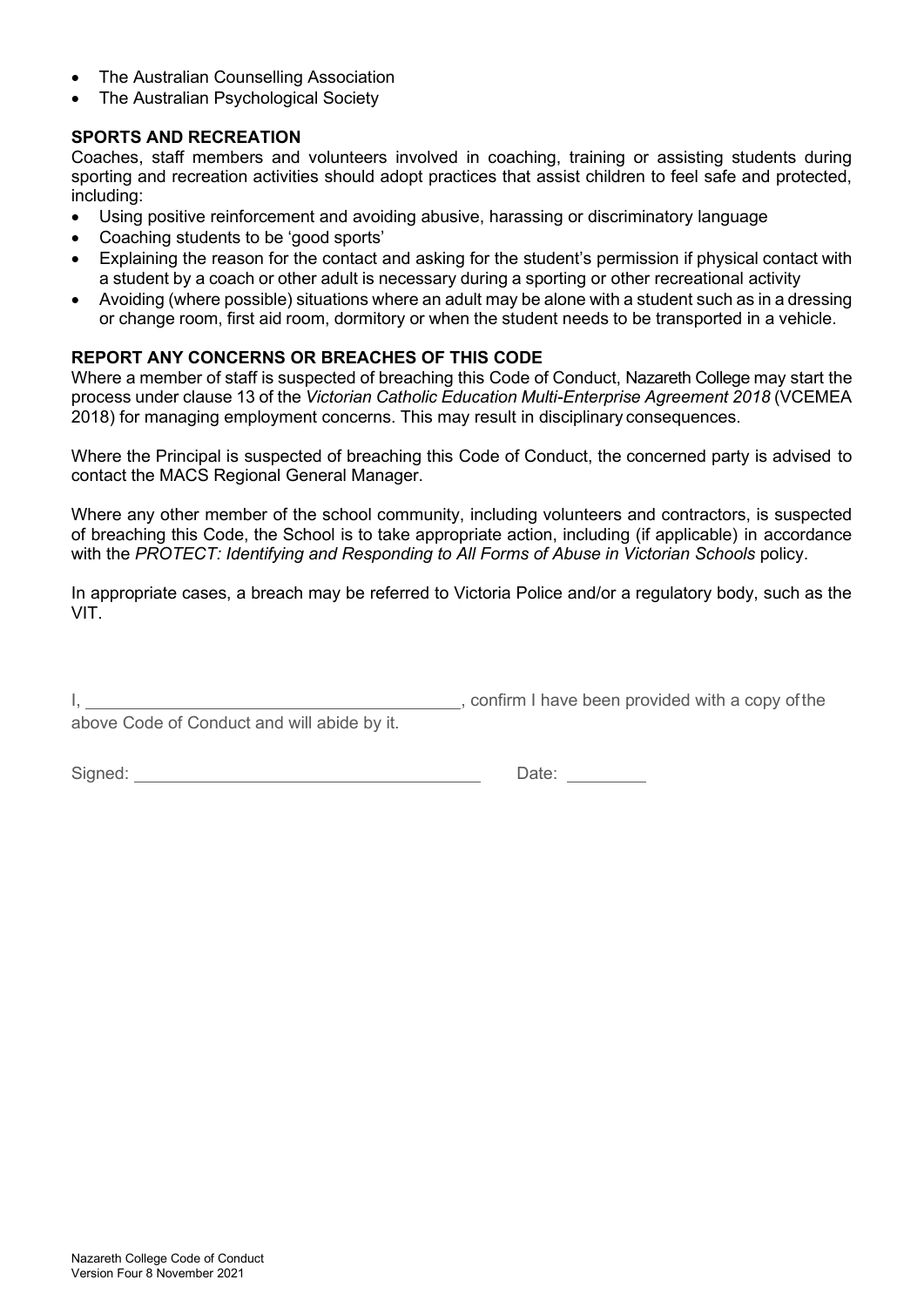- The Australian Counselling Association
- The Australian Psychological Society

**SPORTS AND RECREATION**

Coaches, staff members and volunteers involved in coaching, training or assisting students during sporting and recreation activities should adopt practices that assist children to feel safe and protected, including:

- Using positive reinforcement and avoiding abusive, harassing or discriminatory language
- Coaching students to be 'good sports'
- Explaining the reason for the contact and asking for the student's permission if physical contact with a student by a coach or other adult is necessary during a sporting or other recreational activity
- Avoiding (where possible) situations where an adult may be alone with a student such as in a dressing or change room, first aid room, dormitory or when the student needs to be transported in a vehicle.

**REPORT ANY CONCERNS OR BREACHES OF THIS CODE**

Where a member of staff is suspected of breaching this Code of Conduct, Nazareth College may start the process under clause 13 of the *Victorian Catholic Education Multi-Enterprise Agreement 2018* (VCEMEA 2018) for managing employment concerns. This may result in disciplinary consequences.

Where the Principal is suspected of breaching this Code of Conduct, the concerned party is advised to contact the MACS Regional General Manager.

Where any other member of the school community, including volunteers and contractors, is suspected of breaching this Code, the School is to take appropriate action, including (if applicable) in accordance with the *PROTECT: Identifying and Responding to All Forms of Abuse in Victorian Schools* policy.

In appropriate cases, a breach may be referred to Victoria Police and/or a regulatory body, such as the VIT.

I, ________________________________________, confirm I have been provided with a copy of the above Code of Conduct and will abide by it.

Signed: ____________________________________ Date: _________